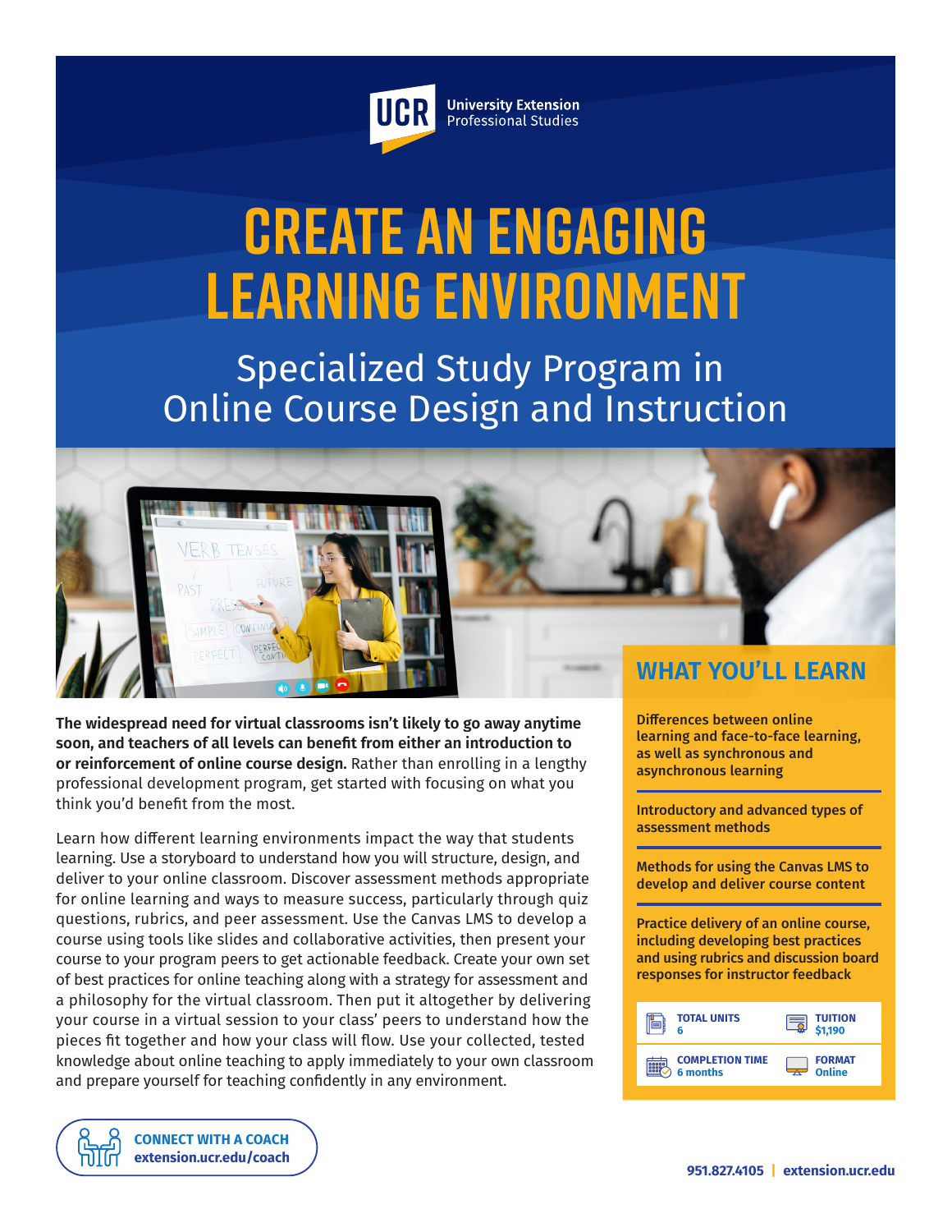UCR University Extension Professional Studies

# CREATE AN ENGAGING LEARNING ENVIRONMENT

## Specialized Study Program in Online Course Design and Instruction

**The widespread need for virtual classrooms isn't likely to go away anytime soon, and teachers of all levels can benefit from either an introduction to or reinforcement of online course design.** Rather than enrolling in a lengthy professional development program, get started with focusing on what you think you'd benefit from the most.

Learn how different learning environments impact the way that students learning. Use a storyboard to understand how you will structure, design, and deliver to your online classroom. Discover assessment methods appropriate for online learning and ways to measure success, particularly through quiz questions, rubrics, and peer assessment. Use the Canvas LMS to develop a course using tools like slides and collaborative activities, then present your course to your program peers to get actionable feedback. Create your own set of best practices for online teaching along with a strategy for assessment and a philosophy for the virtual classroom. Then put it altogether by delivering your course in a virtual session to your class' peers to understand how the pieces fit together and how your class will flow. Use your collected, tested knowledge about online teaching to apply immediately to your own classroom and prepare yourself for teaching confidently in any environment.

## WHAT YOU'LL LEARN

- Differences between online learning and face-to-face learning, as well as synchronous and asynchronous learning
- Introductory and advanced types of assessment methods
- Methods for using the Canvas LMS to develop and deliver course content
- Practice delivery of an online course, including developing best practices and using rubrics and discussion board responses for instructor feedback

| | |
|---|---|
| **TOTAL UNITS** 6 | **TUITION** $1,190 |
| **COMPLETION TIME** 6 months | **FORMAT** Online |

**CONNECT WITH A COACH**
**extension.ucr.edu/coach**

951.827.4105 | extension.ucr.edu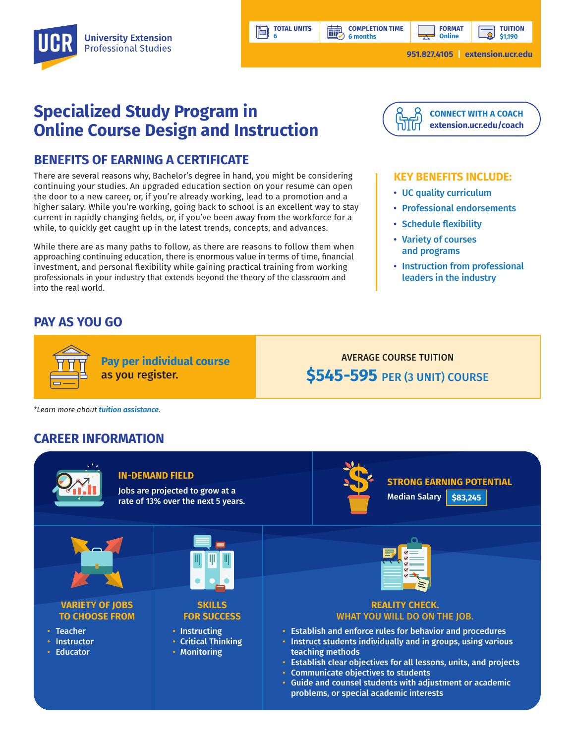UCR University Extension Professional Studies

| TOTAL UNITS | COMPLETION TIME | FORMAT | TUITION |
|---|---|---|---|
| 6 | 6 months | Online | $1,190 |

951.827.4105 | extension.ucr.edu

# Specialized Study Program in Online Course Design and Instruction

**CONNECT WITH A COACH**
extension.ucr.edu/coach

## BENEFITS OF EARNING A CERTIFICATE

There are several reasons why, Bachelor's degree in hand, you might be considering continuing your studies. An upgraded education section on your resume can open the door to a new career, or, if you're already working, lead to a promotion and a higher salary. While you're working, going back to school is an excellent way to stay current in rapidly changing fields, or, if you've been away from the workforce for a while, to quickly get caught up in the latest trends, concepts, and advances.

While there are as many paths to follow, as there are reasons to follow them when approaching continuing education, there is enormous value in terms of time, financial investment, and personal flexibility while gaining practical training from working professionals in your industry that extends beyond the theory of the classroom and into the real world.

### KEY BENEFITS INCLUDE:

- UC quality curriculum
- Professional endorsements
- Schedule flexibility
- Variety of courses and programs
- Instruction from professional leaders in the industry

## PAY AS YOU GO

**Pay per individual course** as you register.

AVERAGE COURSE TUITION
**$545-595** PER (3 UNIT) COURSE

*Learn more about tuition assistance.*

## CAREER INFORMATION

### IN-DEMAND FIELD

Jobs are projected to grow at a rate of 13% over the next 5 years.

### STRONG EARNING POTENTIAL

Median Salary **$83,245**

### VARIETY OF JOBS TO CHOOSE FROM

- Teacher
- Instructor
- Educator

### SKILLS FOR SUCCESS

- Instructing
- Critical Thinking
- Monitoring

### REALITY CHECK. WHAT YOU WILL DO ON THE JOB.

- Establish and enforce rules for behavior and procedures
- Instruct students individually and in groups, using various teaching methods
- Establish clear objectives for all lessons, units, and projects
- Communicate objectives to students
- Guide and counsel students with adjustment or academic problems, or special academic interests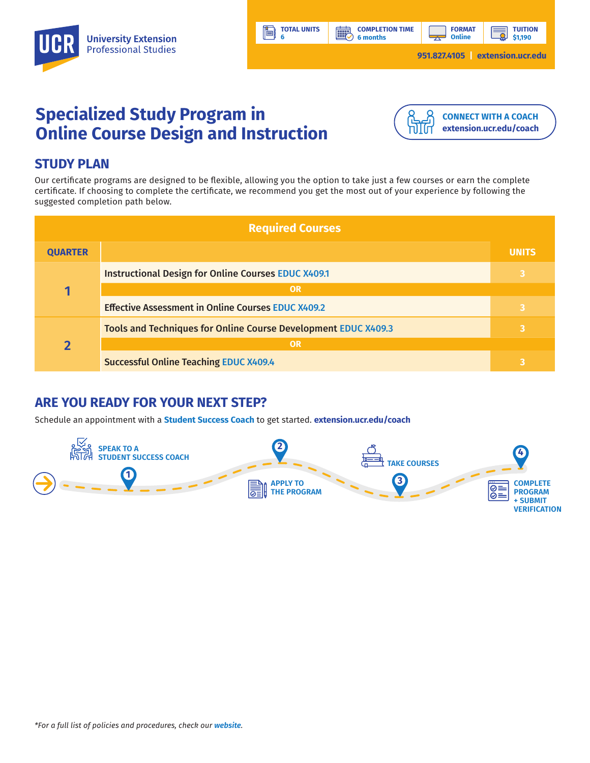UCR University Extension Professional Studies

**TOTAL UNITS** 6 | **COMPLETION TIME** 6 months | **FORMAT** Online | **TUITION** $1,190

951.827.4105 | extension.ucr.edu

# Specialized Study Program in Online Course Design and Instruction

**CONNECT WITH A COACH** extension.ucr.edu/coach

## STUDY PLAN

Our certificate programs are designed to be flexible, allowing you the option to take just a few courses or earn the complete certificate. If choosing to complete the certificate, we recommend you get the most out of your experience by following the suggested completion path below.

**Required Courses**

| QUARTER | | UNITS |
|---|---|---|
| 1 | Instructional Design for Online Courses EDUC X409.1 | 3 |
| | OR | |
| | Effective Assessment in Online Courses EDUC X409.2 | 3 |
| 2 | Tools and Techniques for Online Course Development EDUC X409.3 | 3 |
| | OR | |
| | Successful Online Teaching EDUC X409.4 | 3 |

## ARE YOU READY FOR YOUR NEXT STEP?

Schedule an appointment with a **Student Success Coach** to get started. **extension.ucr.edu/coach**

1. SPEAK TO A STUDENT SUCCESS COACH
2. APPLY TO THE PROGRAM
3. TAKE COURSES
4. COMPLETE PROGRAM + SUBMIT VERIFICATION

*For a full list of policies and procedures, check our **website**.*